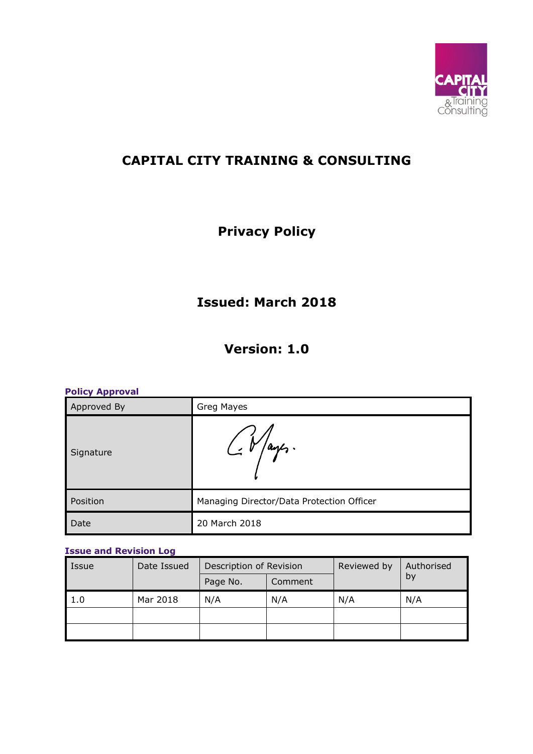# CAPITAL CITY TRAINING & CONSULTING

## Privacy Policy

## Issued: March 2018

## Version: 1.0

**Policy Approval**

| Approved By | Greg Mayes |
|---|---|
| Signature | |
| Position | Managing Director/Data Protection Officer |
| Date | 20 March 2018 |

**Issue and Revision Log**

| Issue | Date Issued | Description of Revision | | Reviewed by | Authorised by |
|---|---|---|---|---|---|
| | | Page No. | Comment | | |
| 1.0 | Mar 2018 | N/A | N/A | N/A | N/A |
| | | | | | |
| | | | | | |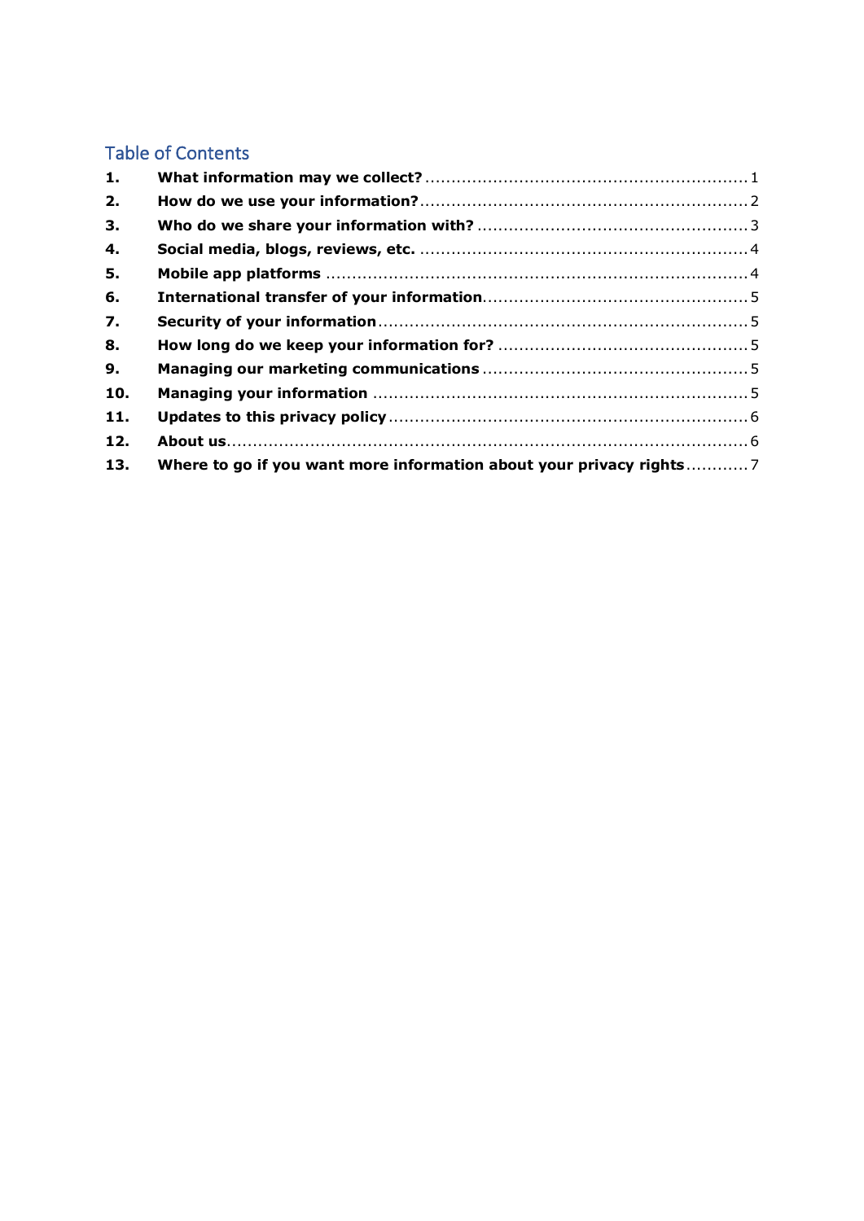## Table of Contents

1. **What information may we collect?** 1
2. **How do we use your information?** 2
3. **Who do we share your information with?** 3
4. **Social media, blogs, reviews, etc.** 4
5. **Mobile app platforms** 4
6. **International transfer of your information** 5
7. **Security of your information** 5
8. **How long do we keep your information for?** 5
9. **Managing our marketing communications** 5
10. **Managing your information** 5
11. **Updates to this privacy policy** 6
12. **About us** 6
13. **Where to go if you want more information about your privacy rights** 7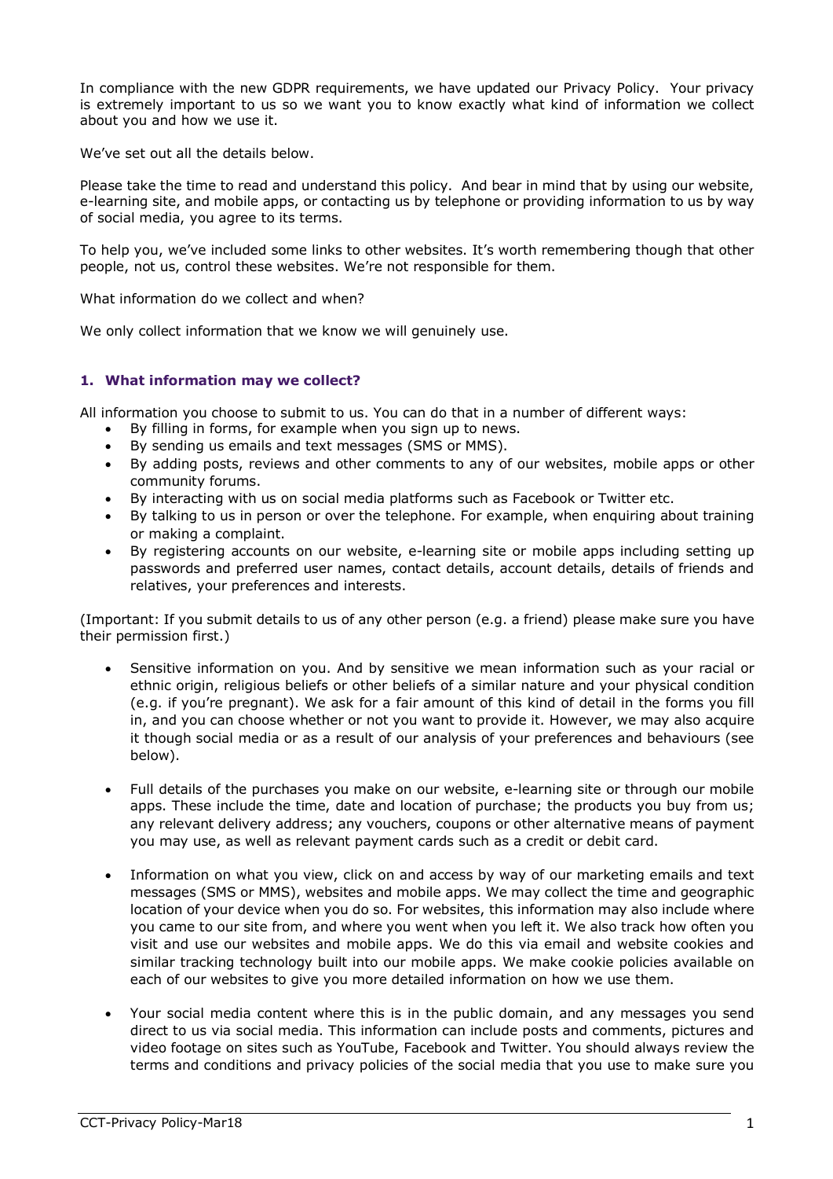In compliance with the new GDPR requirements, we have updated our Privacy Policy. Your privacy is extremely important to us so we want you to know exactly what kind of information we collect about you and how we use it.

We've set out all the details below.

Please take the time to read and understand this policy. And bear in mind that by using our website, e-learning site, and mobile apps, or contacting us by telephone or providing information to us by way of social media, you agree to its terms.

To help you, we've included some links to other websites. It's worth remembering though that other people, not us, control these websites. We're not responsible for them.

What information do we collect and when?

We only collect information that we know we will genuinely use.

### 1. What information may we collect?

All information you choose to submit to us. You can do that in a number of different ways:

- By filling in forms, for example when you sign up to news.
- By sending us emails and text messages (SMS or MMS).
- By adding posts, reviews and other comments to any of our websites, mobile apps or other community forums.
- By interacting with us on social media platforms such as Facebook or Twitter etc.
- By talking to us in person or over the telephone. For example, when enquiring about training or making a complaint.
- By registering accounts on our website, e-learning site or mobile apps including setting up passwords and preferred user names, contact details, account details, details of friends and relatives, your preferences and interests.

(Important: If you submit details to us of any other person (e.g. a friend) please make sure you have their permission first.)

- Sensitive information on you. And by sensitive we mean information such as your racial or ethnic origin, religious beliefs or other beliefs of a similar nature and your physical condition (e.g. if you're pregnant). We ask for a fair amount of this kind of detail in the forms you fill in, and you can choose whether or not you want to provide it. However, we may also acquire it though social media or as a result of our analysis of your preferences and behaviours (see below).

- Full details of the purchases you make on our website, e-learning site or through our mobile apps. These include the time, date and location of purchase; the products you buy from us; any relevant delivery address; any vouchers, coupons or other alternative means of payment you may use, as well as relevant payment cards such as a credit or debit card.

- Information on what you view, click on and access by way of our marketing emails and text messages (SMS or MMS), websites and mobile apps. We may collect the time and geographic location of your device when you do so. For websites, this information may also include where you came to our site from, and where you went when you left it. We also track how often you visit and use our websites and mobile apps. We do this via email and website cookies and similar tracking technology built into our mobile apps. We make cookie policies available on each of our websites to give you more detailed information on how we use them.

- Your social media content where this is in the public domain, and any messages you send direct to us via social media. This information can include posts and comments, pictures and video footage on sites such as YouTube, Facebook and Twitter. You should always review the terms and conditions and privacy policies of the social media that you use to make sure you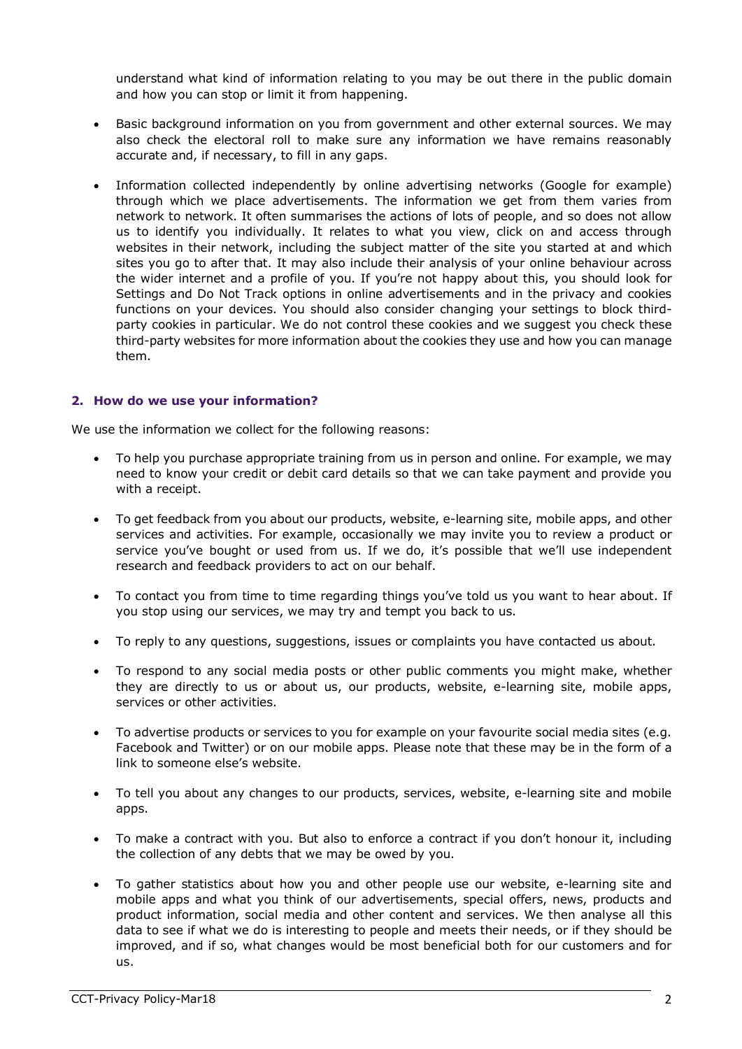understand what kind of information relating to you may be out there in the public domain and how you can stop or limit it from happening.

- Basic background information on you from government and other external sources. We may also check the electoral roll to make sure any information we have remains reasonably accurate and, if necessary, to fill in any gaps.
- Information collected independently by online advertising networks (Google for example) through which we place advertisements. The information we get from them varies from network to network. It often summarises the actions of lots of people, and so does not allow us to identify you individually. It relates to what you view, click on and access through websites in their network, including the subject matter of the site you started at and which sites you go to after that. It may also include their analysis of your online behaviour across the wider internet and a profile of you. If you're not happy about this, you should look for Settings and Do Not Track options in online advertisements and in the privacy and cookies functions on your devices. You should also consider changing your settings to block third-party cookies in particular. We do not control these cookies and we suggest you check these third-party websites for more information about the cookies they use and how you can manage them.

## 2. How do we use your information?

We use the information we collect for the following reasons:

- To help you purchase appropriate training from us in person and online. For example, we may need to know your credit or debit card details so that we can take payment and provide you with a receipt.
- To get feedback from you about our products, website, e-learning site, mobile apps, and other services and activities. For example, occasionally we may invite you to review a product or service you've bought or used from us. If we do, it's possible that we'll use independent research and feedback providers to act on our behalf.
- To contact you from time to time regarding things you've told us you want to hear about. If you stop using our services, we may try and tempt you back to us.
- To reply to any questions, suggestions, issues or complaints you have contacted us about.
- To respond to any social media posts or other public comments you might make, whether they are directly to us or about us, our products, website, e-learning site, mobile apps, services or other activities.
- To advertise products or services to you for example on your favourite social media sites (e.g. Facebook and Twitter) or on our mobile apps. Please note that these may be in the form of a link to someone else's website.
- To tell you about any changes to our products, services, website, e-learning site and mobile apps.
- To make a contract with you. But also to enforce a contract if you don't honour it, including the collection of any debts that we may be owed by you.
- To gather statistics about how you and other people use our website, e-learning site and mobile apps and what you think of our advertisements, special offers, news, products and product information, social media and other content and services. We then analyse all this data to see if what we do is interesting to people and meets their needs, or if they should be improved, and if so, what changes would be most beneficial both for our customers and for us.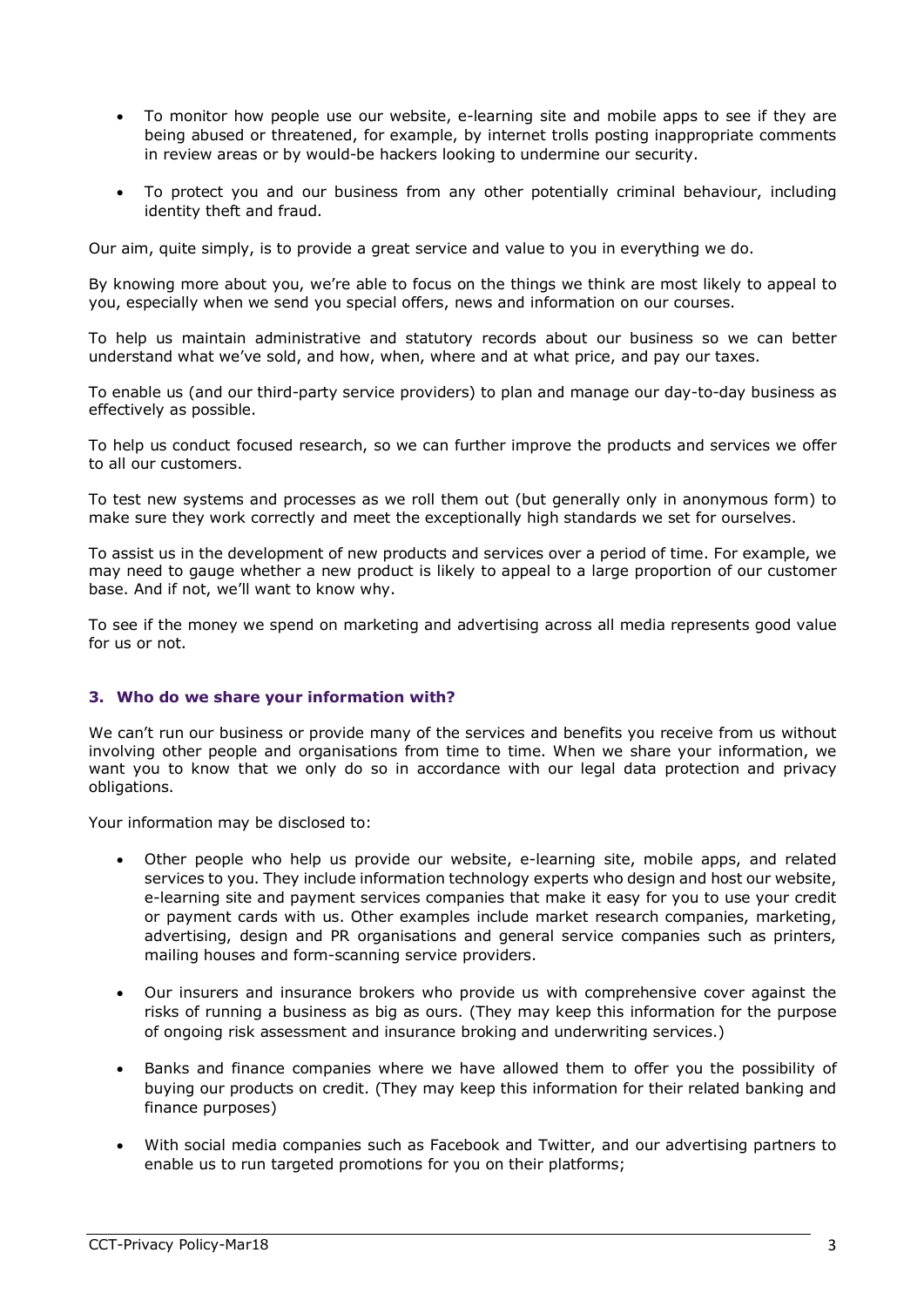- To monitor how people use our website, e-learning site and mobile apps to see if they are being abused or threatened, for example, by internet trolls posting inappropriate comments in review areas or by would-be hackers looking to undermine our security.
- To protect you and our business from any other potentially criminal behaviour, including identity theft and fraud.

Our aim, quite simply, is to provide a great service and value to you in everything we do.

By knowing more about you, we're able to focus on the things we think are most likely to appeal to you, especially when we send you special offers, news and information on our courses.

To help us maintain administrative and statutory records about our business so we can better understand what we've sold, and how, when, where and at what price, and pay our taxes.

To enable us (and our third-party service providers) to plan and manage our day-to-day business as effectively as possible.

To help us conduct focused research, so we can further improve the products and services we offer to all our customers.

To test new systems and processes as we roll them out (but generally only in anonymous form) to make sure they work correctly and meet the exceptionally high standards we set for ourselves.

To assist us in the development of new products and services over a period of time. For example, we may need to gauge whether a new product is likely to appeal to a large proportion of our customer base. And if not, we'll want to know why.

To see if the money we spend on marketing and advertising across all media represents good value for us or not.

### 3. Who do we share your information with?

We can't run our business or provide many of the services and benefits you receive from us without involving other people and organisations from time to time. When we share your information, we want you to know that we only do so in accordance with our legal data protection and privacy obligations.

Your information may be disclosed to:

- Other people who help us provide our website, e-learning site, mobile apps, and related services to you. They include information technology experts who design and host our website, e-learning site and payment services companies that make it easy for you to use your credit or payment cards with us. Other examples include market research companies, marketing, advertising, design and PR organisations and general service companies such as printers, mailing houses and form-scanning service providers.
- Our insurers and insurance brokers who provide us with comprehensive cover against the risks of running a business as big as ours. (They may keep this information for the purpose of ongoing risk assessment and insurance broking and underwriting services.)
- Banks and finance companies where we have allowed them to offer you the possibility of buying our products on credit. (They may keep this information for their related banking and finance purposes)
- With social media companies such as Facebook and Twitter, and our advertising partners to enable us to run targeted promotions for you on their platforms;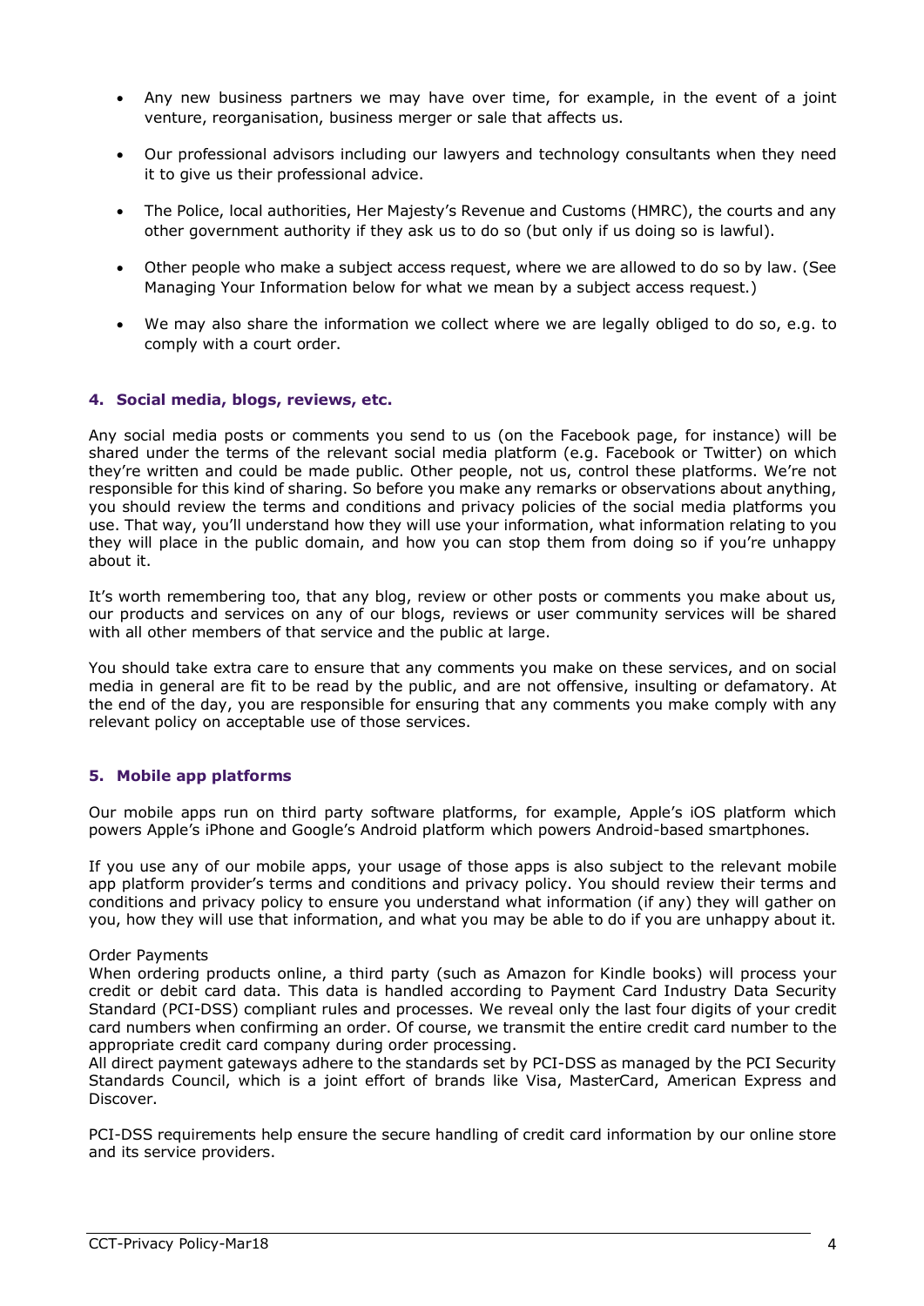- Any new business partners we may have over time, for example, in the event of a joint venture, reorganisation, business merger or sale that affects us.
- Our professional advisors including our lawyers and technology consultants when they need it to give us their professional advice.
- The Police, local authorities, Her Majesty's Revenue and Customs (HMRC), the courts and any other government authority if they ask us to do so (but only if us doing so is lawful).
- Other people who make a subject access request, where we are allowed to do so by law. (See Managing Your Information below for what we mean by a subject access request.)
- We may also share the information we collect where we are legally obliged to do so, e.g. to comply with a court order.

## 4. Social media, blogs, reviews, etc.

Any social media posts or comments you send to us (on the Facebook page, for instance) will be shared under the terms of the relevant social media platform (e.g. Facebook or Twitter) on which they're written and could be made public. Other people, not us, control these platforms. We're not responsible for this kind of sharing. So before you make any remarks or observations about anything, you should review the terms and conditions and privacy policies of the social media platforms you use. That way, you'll understand how they will use your information, what information relating to you they will place in the public domain, and how you can stop them from doing so if you're unhappy about it.

It's worth remembering too, that any blog, review or other posts or comments you make about us, our products and services on any of our blogs, reviews or user community services will be shared with all other members of that service and the public at large.

You should take extra care to ensure that any comments you make on these services, and on social media in general are fit to be read by the public, and are not offensive, insulting or defamatory. At the end of the day, you are responsible for ensuring that any comments you make comply with any relevant policy on acceptable use of those services.

## 5. Mobile app platforms

Our mobile apps run on third party software platforms, for example, Apple's iOS platform which powers Apple's iPhone and Google's Android platform which powers Android-based smartphones.

If you use any of our mobile apps, your usage of those apps is also subject to the relevant mobile app platform provider's terms and conditions and privacy policy. You should review their terms and conditions and privacy policy to ensure you understand what information (if any) they will gather on you, how they will use that information, and what you may be able to do if you are unhappy about it.

Order Payments
When ordering products online, a third party (such as Amazon for Kindle books) will process your credit or debit card data. This data is handled according to Payment Card Industry Data Security Standard (PCI-DSS) compliant rules and processes. We reveal only the last four digits of your credit card numbers when confirming an order. Of course, we transmit the entire credit card number to the appropriate credit card company during order processing.
All direct payment gateways adhere to the standards set by PCI-DSS as managed by the PCI Security Standards Council, which is a joint effort of brands like Visa, MasterCard, American Express and Discover.

PCI-DSS requirements help ensure the secure handling of credit card information by our online store and its service providers.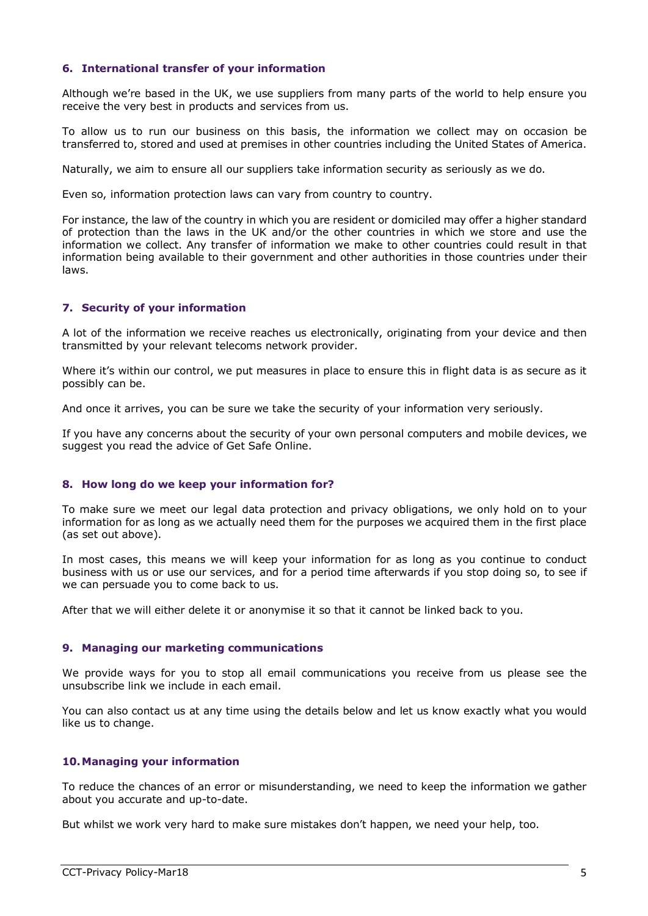## 6. International transfer of your information

Although we're based in the UK, we use suppliers from many parts of the world to help ensure you receive the very best in products and services from us.

To allow us to run our business on this basis, the information we collect may on occasion be transferred to, stored and used at premises in other countries including the United States of America.

Naturally, we aim to ensure all our suppliers take information security as seriously as we do.

Even so, information protection laws can vary from country to country.

For instance, the law of the country in which you are resident or domiciled may offer a higher standard of protection than the laws in the UK and/or the other countries in which we store and use the information we collect. Any transfer of information we make to other countries could result in that information being available to their government and other authorities in those countries under their laws.

## 7. Security of your information

A lot of the information we receive reaches us electronically, originating from your device and then transmitted by your relevant telecoms network provider.

Where it's within our control, we put measures in place to ensure this in flight data is as secure as it possibly can be.

And once it arrives, you can be sure we take the security of your information very seriously.

If you have any concerns about the security of your own personal computers and mobile devices, we suggest you read the advice of Get Safe Online.

## 8. How long do we keep your information for?

To make sure we meet our legal data protection and privacy obligations, we only hold on to your information for as long as we actually need them for the purposes we acquired them in the first place (as set out above).

In most cases, this means we will keep your information for as long as you continue to conduct business with us or use our services, and for a period time afterwards if you stop doing so, to see if we can persuade you to come back to us.

After that we will either delete it or anonymise it so that it cannot be linked back to you.

## 9. Managing our marketing communications

We provide ways for you to stop all email communications you receive from us please see the unsubscribe link we include in each email.

You can also contact us at any time using the details below and let us know exactly what you would like us to change.

## 10. Managing your information

To reduce the chances of an error or misunderstanding, we need to keep the information we gather about you accurate and up-to-date.

But whilst we work very hard to make sure mistakes don't happen, we need your help, too.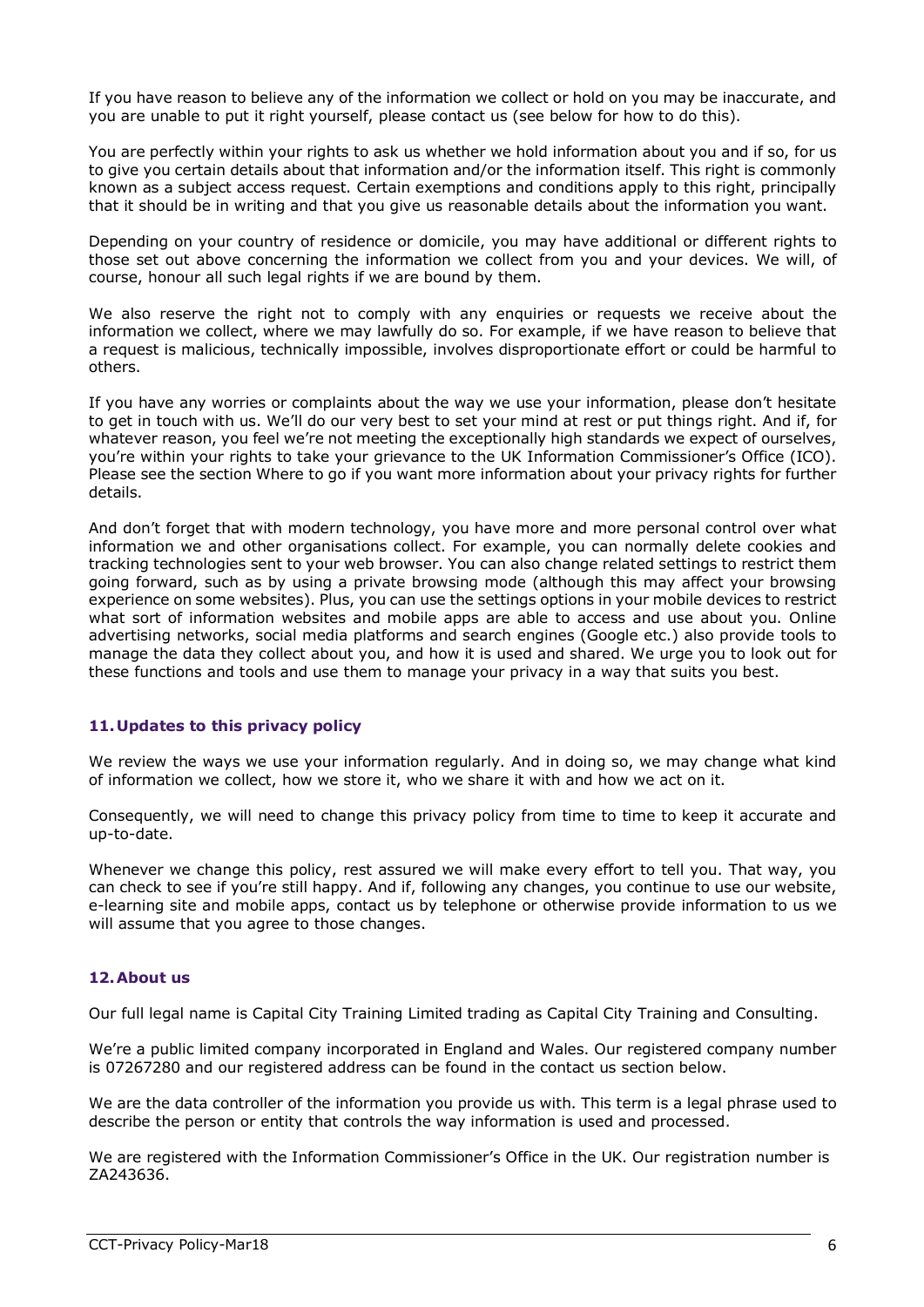If you have reason to believe any of the information we collect or hold on you may be inaccurate, and you are unable to put it right yourself, please contact us (see below for how to do this).

You are perfectly within your rights to ask us whether we hold information about you and if so, for us to give you certain details about that information and/or the information itself. This right is commonly known as a subject access request. Certain exemptions and conditions apply to this right, principally that it should be in writing and that you give us reasonable details about the information you want.

Depending on your country of residence or domicile, you may have additional or different rights to those set out above concerning the information we collect from you and your devices. We will, of course, honour all such legal rights if we are bound by them.

We also reserve the right not to comply with any enquiries or requests we receive about the information we collect, where we may lawfully do so. For example, if we have reason to believe that a request is malicious, technically impossible, involves disproportionate effort or could be harmful to others.

If you have any worries or complaints about the way we use your information, please don't hesitate to get in touch with us. We'll do our very best to set your mind at rest or put things right. And if, for whatever reason, you feel we're not meeting the exceptionally high standards we expect of ourselves, you're within your rights to take your grievance to the UK Information Commissioner's Office (ICO). Please see the section Where to go if you want more information about your privacy rights for further details.

And don't forget that with modern technology, you have more and more personal control over what information we and other organisations collect. For example, you can normally delete cookies and tracking technologies sent to your web browser. You can also change related settings to restrict them going forward, such as by using a private browsing mode (although this may affect your browsing experience on some websites). Plus, you can use the settings options in your mobile devices to restrict what sort of information websites and mobile apps are able to access and use about you. Online advertising networks, social media platforms and search engines (Google etc.) also provide tools to manage the data they collect about you, and how it is used and shared. We urge you to look out for these functions and tools and use them to manage your privacy in a way that suits you best.

## 11. Updates to this privacy policy

We review the ways we use your information regularly. And in doing so, we may change what kind of information we collect, how we store it, who we share it with and how we act on it.

Consequently, we will need to change this privacy policy from time to time to keep it accurate and up-to-date.

Whenever we change this policy, rest assured we will make every effort to tell you. That way, you can check to see if you're still happy. And if, following any changes, you continue to use our website, e-learning site and mobile apps, contact us by telephone or otherwise provide information to us we will assume that you agree to those changes.

## 12. About us

Our full legal name is Capital City Training Limited trading as Capital City Training and Consulting.

We're a public limited company incorporated in England and Wales. Our registered company number is 07267280 and our registered address can be found in the contact us section below.

We are the data controller of the information you provide us with. This term is a legal phrase used to describe the person or entity that controls the way information is used and processed.

We are registered with the Information Commissioner's Office in the UK. Our registration number is ZA243636.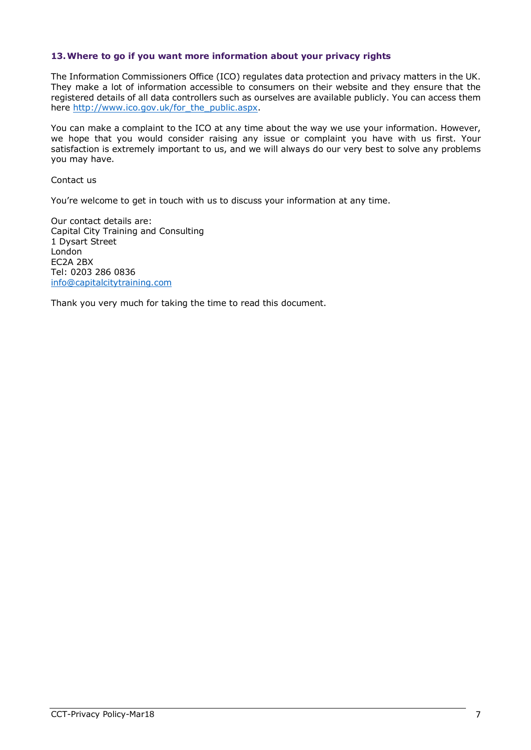## 13. Where to go if you want more information about your privacy rights

The Information Commissioners Office (ICO) regulates data protection and privacy matters in the UK. They make a lot of information accessible to consumers on their website and they ensure that the registered details of all data controllers such as ourselves are available publicly. You can access them here http://www.ico.gov.uk/for_the_public.aspx.

You can make a complaint to the ICO at any time about the way we use your information. However, we hope that you would consider raising any issue or complaint you have with us first. Your satisfaction is extremely important to us, and we will always do our very best to solve any problems you may have.

Contact us

You're welcome to get in touch with us to discuss your information at any time.

Our contact details are:
Capital City Training and Consulting
1 Dysart Street
London
EC2A 2BX
Tel: 0203 286 0836
info@capitalcitytraining.com

Thank you very much for taking the time to read this document.